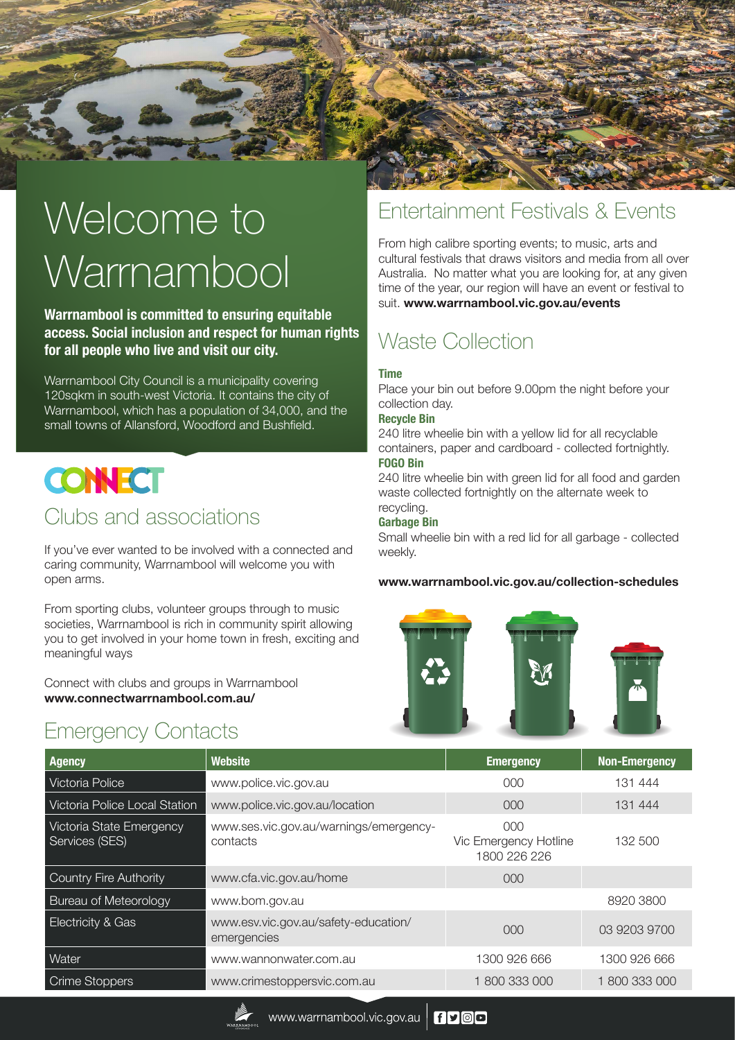# Welcome to Warrnambool

**Warrnambool is committed to ensuring equitable access. Social inclusion and respect for human rights for all people who live and visit our city.**

Warrnambool City Council is a municipality covering 120sqkm in south-west Victoria. It contains the city of Warrnambool, which has a population of 34,000, and the small towns of Allansford, Woodford and Bushfield.

CONNECT

## Clubs and associations

If you've ever wanted to be involved with a connected and caring community, Warrnambool will welcome you with open arms.

From sporting clubs, volunteer groups through to music societies, Warrnambool is rich in community spirit allowing you to get involved in your home town in fresh, exciting and meaningful ways

Connect with clubs and groups in Warrnambool
**www.connectwarrnambool.com.au/**

## Entertainment Festivals & Events

From high calibre sporting events; to music, arts and cultural festivals that draws visitors and media from all over Australia. No matter what you are looking for, at any given time of the year, our region will have an event or festival to suit. **www.warrnambool.vic.gov.au/events**

## Waste Collection

**Time**

Place your bin out before 9.00pm the night before your collection day.

**Recycle Bin**

240 litre wheelie bin with a yellow lid for all recyclable containers, paper and cardboard - collected fortnightly.

**FOGO Bin**

240 litre wheelie bin with green lid for all food and garden waste collected fortnightly on the alternate week to recycling.

**Garbage Bin**

Small wheelie bin with a red lid for all garbage - collected weekly.

**www.warrnambool.vic.gov.au/collection-schedules**

## Emergency Contacts

| Agency | Website | Emergency | Non-Emergency |
|---|---|---|---|
| Victoria Police | www.police.vic.gov.au | 000 | 131 444 |
| Victoria Police Local Station | www.police.vic.gov.au/location | 000 | 131 444 |
| Victoria State Emergency Services (SES) | www.ses.vic.gov.au/warnings/emergency-contacts | 000 Vic Emergency Hotline 1800 226 226 | 132 500 |
| Country Fire Authority | www.cfa.vic.gov.au/home | 000 | |
| Bureau of Meteorology | www.bom.gov.au | | 8920 3800 |
| Electricity & Gas | www.esv.vic.gov.au/safety-education/emergencies | 000 | 03 9203 9700 |
| Water | www.wannonwater.com.au | 1300 926 666 | 1300 926 666 |
| Crime Stoppers | www.crimestoppersvic.com.au | 1 800 333 000 | 1 800 333 000 |

www.warrnambool.vic.gov.au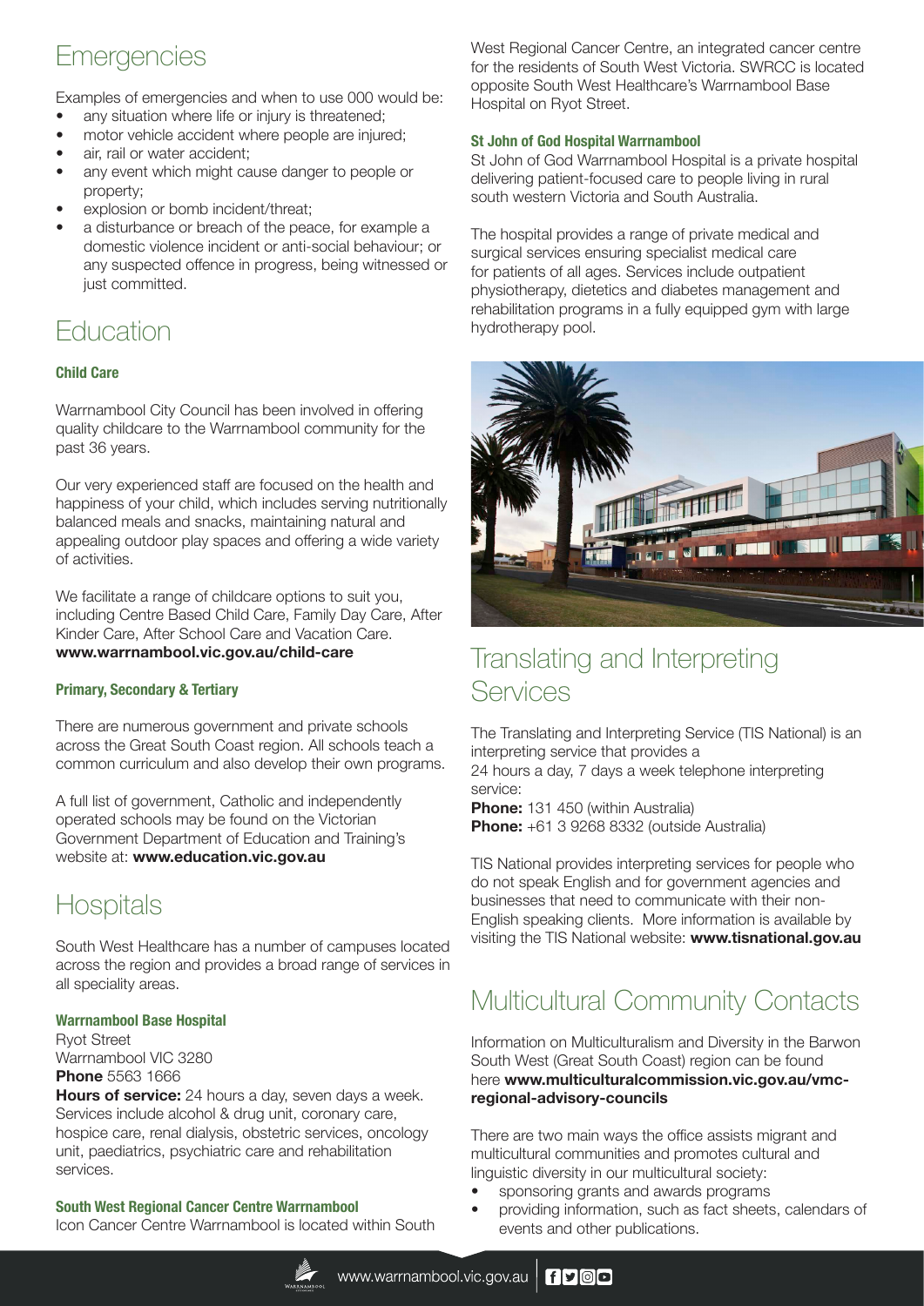## Emergencies

Examples of emergencies and when to use 000 would be:

- any situation where life or injury is threatened;
- motor vehicle accident where people are injured;
- air, rail or water accident;
- any event which might cause danger to people or property;
- explosion or bomb incident/threat;
- a disturbance or breach of the peace, for example a domestic violence incident or anti-social behaviour; or any suspected offence in progress, being witnessed or just committed.

## Education

#### Child Care

Warrnambool City Council has been involved in offering quality childcare to the Warrnambool community for the past 36 years.

Our very experienced staff are focused on the health and happiness of your child, which includes serving nutritionally balanced meals and snacks, maintaining natural and appealing outdoor play spaces and offering a wide variety of activities.

We facilitate a range of childcare options to suit you, including Centre Based Child Care, Family Day Care, After Kinder Care, After School Care and Vacation Care.
**www.warrnambool.vic.gov.au/child-care**

#### Primary, Secondary & Tertiary

There are numerous government and private schools across the Great South Coast region. All schools teach a common curriculum and also develop their own programs.

A full list of government, Catholic and independently operated schools may be found on the Victorian Government Department of Education and Training's website at: **www.education.vic.gov.au**

## Hospitals

South West Healthcare has a number of campuses located across the region and provides a broad range of services in all speciality areas.

#### Warrnambool Base Hospital

Ryot Street
Warrnambool VIC 3280
**Phone** 5563 1666
**Hours of service:** 24 hours a day, seven days a week. Services include alcohol & drug unit, coronary care, hospice care, renal dialysis, obstetric services, oncology unit, paediatrics, psychiatric care and rehabilitation services.

#### South West Regional Cancer Centre Warrnambool

Icon Cancer Centre Warrnambool is located within South West Regional Cancer Centre, an integrated cancer centre for the residents of South West Victoria. SWRCC is located opposite South West Healthcare's Warrnambool Base Hospital on Ryot Street.

#### St John of God Hospital Warrnambool

St John of God Warrnambool Hospital is a private hospital delivering patient-focused care to people living in rural south western Victoria and South Australia.

The hospital provides a range of private medical and surgical services ensuring specialist medical care for patients of all ages. Services include outpatient physiotherapy, dietetics and diabetes management and rehabilitation programs in a fully equipped gym with large hydrotherapy pool.

## Translating and Interpreting Services

The Translating and Interpreting Service (TIS National) is an interpreting service that provides a 24 hours a day, 7 days a week telephone interpreting service:
**Phone:** 131 450 (within Australia)
**Phone:** +61 3 9268 8332 (outside Australia)

TIS National provides interpreting services for people who do not speak English and for government agencies and businesses that need to communicate with their non-English speaking clients. More information is available by visiting the TIS National website: **www.tisnational.gov.au**

## Multicultural Community Contacts

Information on Multiculturalism and Diversity in the Barwon South West (Great South Coast) region can be found here **www.multiculturalcommission.vic.gov.au/vmc-regional-advisory-councils**

There are two main ways the office assists migrant and multicultural communities and promotes cultural and linguistic diversity in our multicultural society:

- sponsoring grants and awards programs
- providing information, such as fact sheets, calendars of events and other publications.